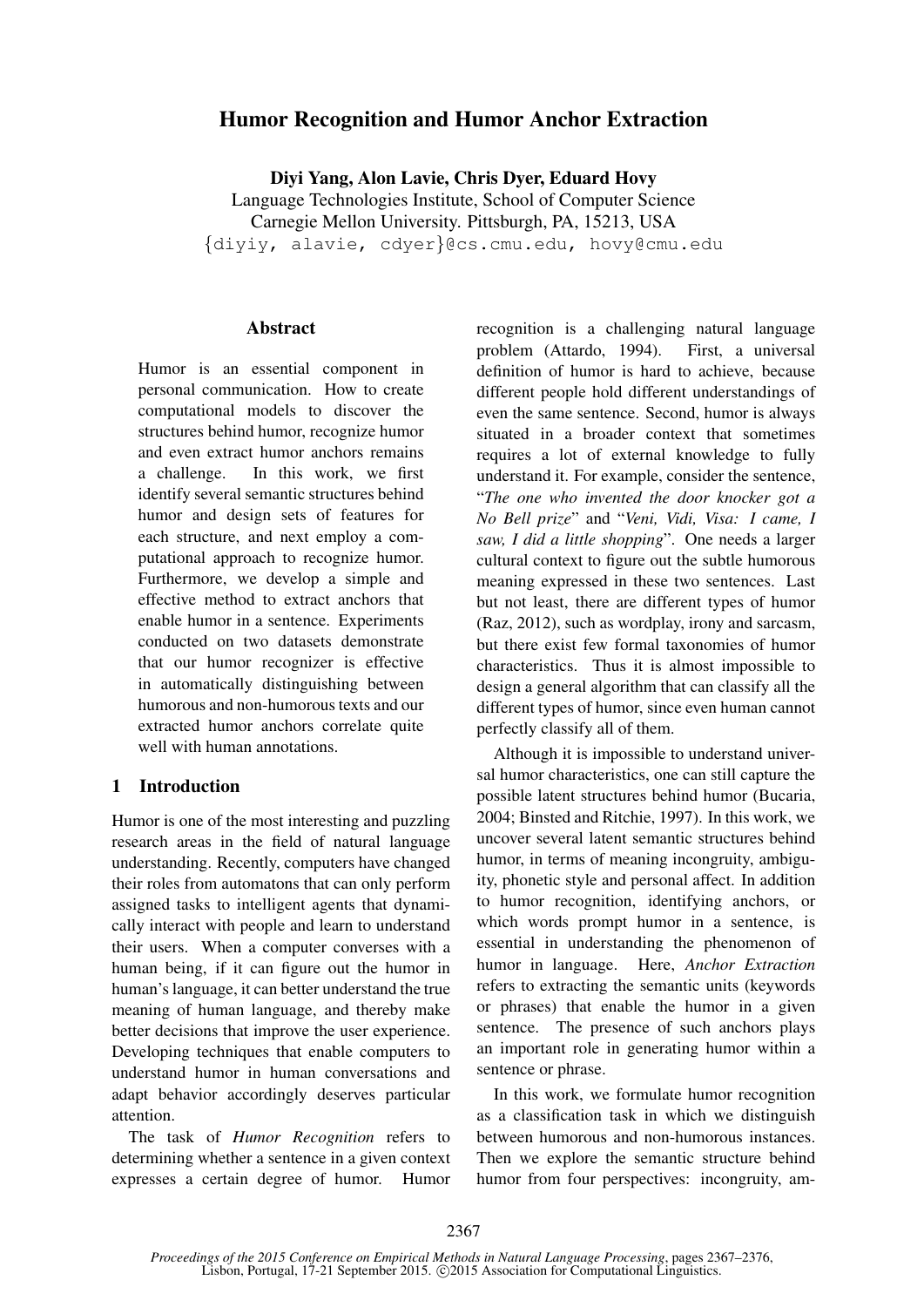# Humor Recognition and Humor Anchor Extraction

**Diyi Yang, Alon Lavie, Chris Dyer, Eduard Hovy**
Language Technologies Institute, School of Computer Science
Carnegie Mellon University. Pittsburgh, PA, 15213, USA
{diyiy, alavie, cdyer}@cs.cmu.edu, hovy@cmu.edu

## Abstract

Humor is an essential component in personal communication. How to create computational models to discover the structures behind humor, recognize humor and even extract humor anchors remains a challenge. In this work, we first identify several semantic structures behind humor and design sets of features for each structure, and next employ a computational approach to recognize humor. Furthermore, we develop a simple and effective method to extract anchors that enable humor in a sentence. Experiments conducted on two datasets demonstrate that our humor recognizer is effective in automatically distinguishing between humorous and non-humorous texts and our extracted humor anchors correlate quite well with human annotations.

## 1 Introduction

Humor is one of the most interesting and puzzling research areas in the field of natural language understanding. Recently, computers have changed their roles from automatons that can only perform assigned tasks to intelligent agents that dynamically interact with people and learn to understand their users. When a computer converses with a human being, if it can figure out the humor in human's language, it can better understand the true meaning of human language, and thereby make better decisions that improve the user experience. Developing techniques that enable computers to understand humor in human conversations and adapt behavior accordingly deserves particular attention.

The task of *Humor Recognition* refers to determining whether a sentence in a given context expresses a certain degree of humor. Humor recognition is a challenging natural language problem (Attardo, 1994). First, a universal definition of humor is hard to achieve, because different people hold different understandings of even the same sentence. Second, humor is always situated in a broader context that sometimes requires a lot of external knowledge to fully understand it. For example, consider the sentence, "*The one who invented the door knocker got a No Bell prize*" and "*Veni, Vidi, Visa: I came, I saw, I did a little shopping*". One needs a larger cultural context to figure out the subtle humorous meaning expressed in these two sentences. Last but not least, there are different types of humor (Raz, 2012), such as wordplay, irony and sarcasm, but there exist few formal taxonomies of humor characteristics. Thus it is almost impossible to design a general algorithm that can classify all the different types of humor, since even human cannot perfectly classify all of them.

Although it is impossible to understand universal humor characteristics, one can still capture the possible latent structures behind humor (Bucaria, 2004; Binsted and Ritchie, 1997). In this work, we uncover several latent semantic structures behind humor, in terms of meaning incongruity, ambiguity, phonetic style and personal affect. In addition to humor recognition, identifying anchors, or which words prompt humor in a sentence, is essential in understanding the phenomenon of humor in language. Here, *Anchor Extraction* refers to extracting the semantic units (keywords or phrases) that enable the humor in a given sentence. The presence of such anchors plays an important role in generating humor within a sentence or phrase.

In this work, we formulate humor recognition as a classification task in which we distinguish between humorous and non-humorous instances. Then we explore the semantic structure behind humor from four perspectives: incongruity, am-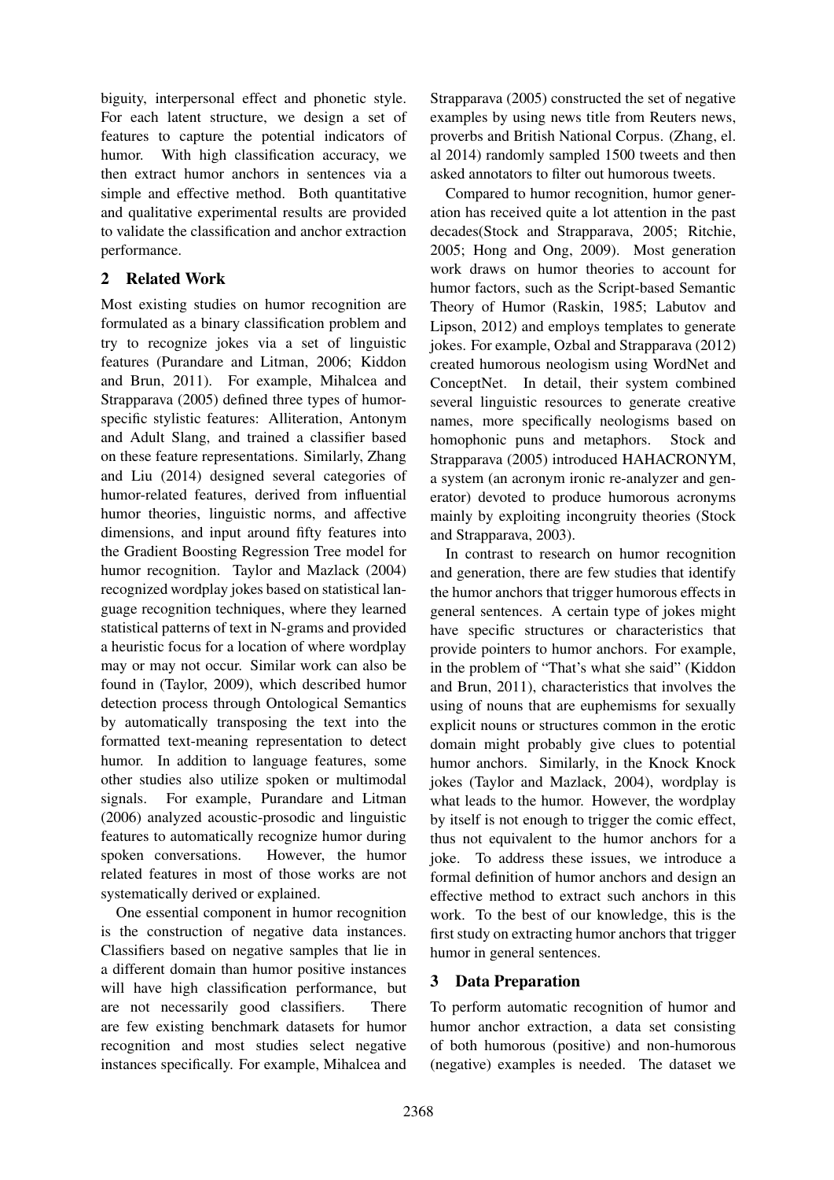biguity, interpersonal effect and phonetic style. For each latent structure, we design a set of features to capture the potential indicators of humor. With high classification accuracy, we then extract humor anchors in sentences via a simple and effective method. Both quantitative and qualitative experimental results are provided to validate the classification and anchor extraction performance.

## 2 Related Work

Most existing studies on humor recognition are formulated as a binary classification problem and try to recognize jokes via a set of linguistic features (Purandare and Litman, 2006; Kiddon and Brun, 2011). For example, Mihalcea and Strapparava (2005) defined three types of humor-specific stylistic features: Alliteration, Antonym and Adult Slang, and trained a classifier based on these feature representations. Similarly, Zhang and Liu (2014) designed several categories of humor-related features, derived from influential humor theories, linguistic norms, and affective dimensions, and input around fifty features into the Gradient Boosting Regression Tree model for humor recognition. Taylor and Mazlack (2004) recognized wordplay jokes based on statistical language recognition techniques, where they learned statistical patterns of text in N-grams and provided a heuristic focus for a location of where wordplay may or may not occur. Similar work can also be found in (Taylor, 2009), which described humor detection process through Ontological Semantics by automatically transposing the text into the formatted text-meaning representation to detect humor. In addition to language features, some other studies also utilize spoken or multimodal signals. For example, Purandare and Litman (2006) analyzed acoustic-prosodic and linguistic features to automatically recognize humor during spoken conversations. However, the humor related features in most of those works are not systematically derived or explained.

One essential component in humor recognition is the construction of negative data instances. Classifiers based on negative samples that lie in a different domain than humor positive instances will have high classification performance, but are not necessarily good classifiers. There are few existing benchmark datasets for humor recognition and most studies select negative instances specifically. For example, Mihalcea and Strapparava (2005) constructed the set of negative examples by using news title from Reuters news, proverbs and British National Corpus. (Zhang, el. al 2014) randomly sampled 1500 tweets and then asked annotators to filter out humorous tweets.

Compared to humor recognition, humor generation has received quite a lot attention in the past decades(Stock and Strapparava, 2005; Ritchie, 2005; Hong and Ong, 2009). Most generation work draws on humor theories to account for humor factors, such as the Script-based Semantic Theory of Humor (Raskin, 1985; Labutov and Lipson, 2012) and employs templates to generate jokes. For example, Ozbal and Strapparava (2012) created humorous neologism using WordNet and ConceptNet. In detail, their system combined several linguistic resources to generate creative names, more specifically neologisms based on homophonic puns and metaphors. Stock and Strapparava (2005) introduced HAHACRONYM, a system (an acronym ironic re-analyzer and generator) devoted to produce humorous acronyms mainly by exploiting incongruity theories (Stock and Strapparava, 2003).

In contrast to research on humor recognition and generation, there are few studies that identify the humor anchors that trigger humorous effects in general sentences. A certain type of jokes might have specific structures or characteristics that provide pointers to humor anchors. For example, in the problem of "That's what she said" (Kiddon and Brun, 2011), characteristics that involves the using of nouns that are euphemisms for sexually explicit nouns or structures common in the erotic domain might probably give clues to potential humor anchors. Similarly, in the Knock Knock jokes (Taylor and Mazlack, 2004), wordplay is what leads to the humor. However, the wordplay by itself is not enough to trigger the comic effect, thus not equivalent to the humor anchors for a joke. To address these issues, we introduce a formal definition of humor anchors and design an effective method to extract such anchors in this work. To the best of our knowledge, this is the first study on extracting humor anchors that trigger humor in general sentences.

## 3 Data Preparation

To perform automatic recognition of humor and humor anchor extraction, a data set consisting of both humorous (positive) and non-humorous (negative) examples is needed. The dataset we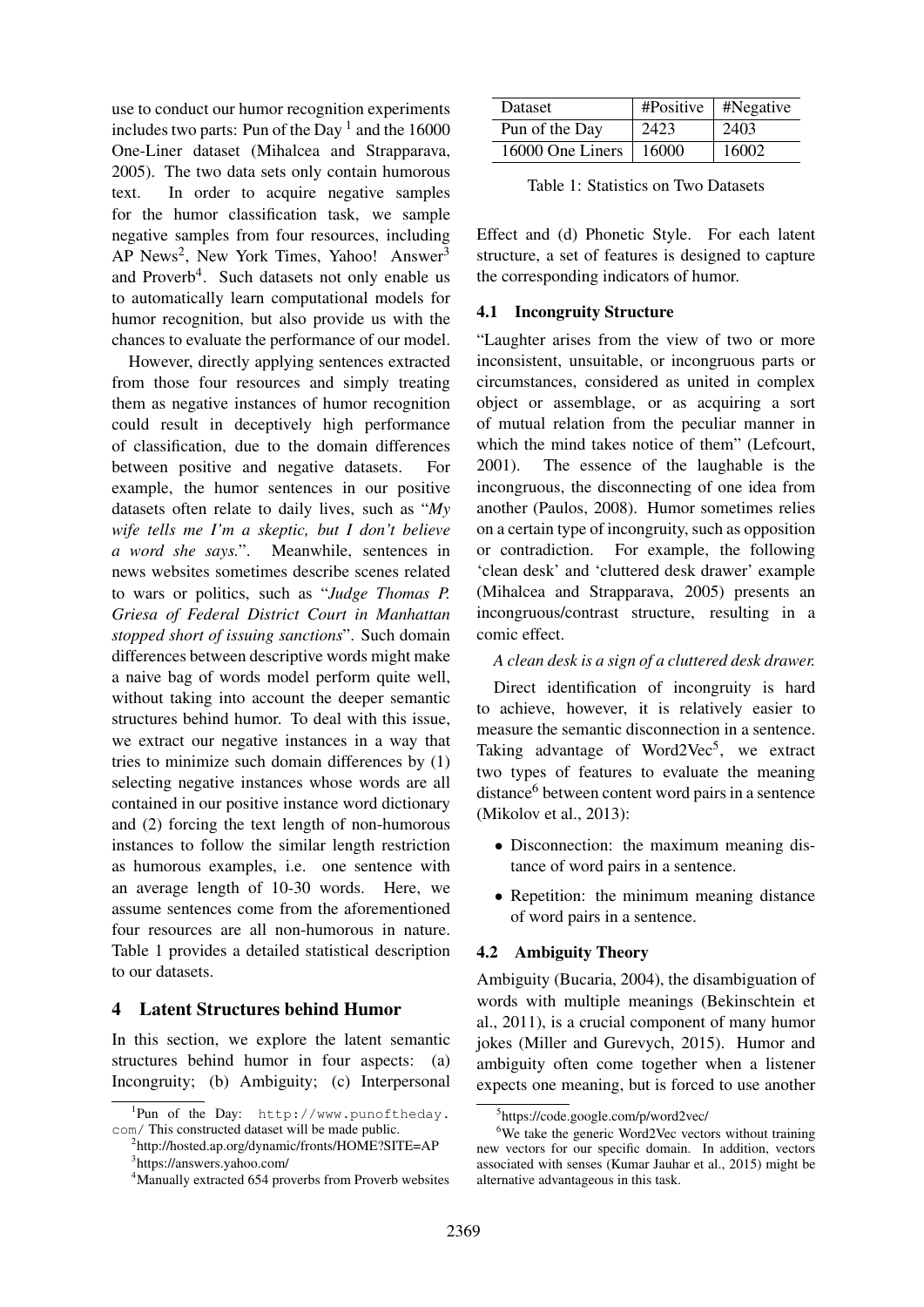use to conduct our humor recognition experiments includes two parts: Pun of the Day [1] and the 16000 One-Liner dataset (Mihalcea and Strapparava, 2005). The two data sets only contain humorous text. In order to acquire negative samples for the humor classification task, we sample negative samples from four resources, including AP News[2], New York Times, Yahoo! Answer[3] and Proverb[4]. Such datasets not only enable us to automatically learn computational models for humor recognition, but also provide us with the chances to evaluate the performance of our model.

However, directly applying sentences extracted from those four resources and simply treating them as negative instances of humor recognition could result in deceptively high performance of classification, due to the domain differences between positive and negative datasets. For example, the humor sentences in our positive datasets often relate to daily lives, such as "*My wife tells me I'm a skeptic, but I don't believe a word she says.*". Meanwhile, sentences in news websites sometimes describe scenes related to wars or politics, such as "*Judge Thomas P. Griesa of Federal District Court in Manhattan stopped short of issuing sanctions*". Such domain differences between descriptive words might make a naive bag of words model perform quite well, without taking into account the deeper semantic structures behind humor. To deal with this issue, we extract our negative instances in a way that tries to minimize such domain differences by (1) selecting negative instances whose words are all contained in our positive instance word dictionary and (2) forcing the text length of non-humorous instances to follow the similar length restriction as humorous examples, i.e. one sentence with an average length of 10-30 words. Here, we assume sentences come from the aforementioned four resources are all non-humorous in nature. Table 1 provides a detailed statistical description to our datasets.

| Dataset | #Positive | #Negative |
|---|---|---|
| Pun of the Day | 2423 | 2403 |
| 16000 One Liners | 16000 | 16002 |

Table 1: Statistics on Two Datasets

## 4 Latent Structures behind Humor

In this section, we explore the latent semantic structures behind humor in four aspects: (a) Incongruity; (b) Ambiguity; (c) Interpersonal Effect and (d) Phonetic Style. For each latent structure, a set of features is designed to capture the corresponding indicators of humor.

### 4.1 Incongruity Structure

"Laughter arises from the view of two or more inconsistent, unsuitable, or incongruous parts or circumstances, considered as united in complex object or assemblage, or as acquiring a sort of mutual relation from the peculiar manner in which the mind takes notice of them" (Lefcourt, 2001). The essence of the laughable is the incongruous, the disconnecting of one idea from another (Paulos, 2008). Humor sometimes relies on a certain type of incongruity, such as opposition or contradiction. For example, the following 'clean desk' and 'cluttered desk drawer' example (Mihalcea and Strapparava, 2005) presents an incongruous/contrast structure, resulting in a comic effect.

*A clean desk is a sign of a cluttered desk drawer.*

Direct identification of incongruity is hard to achieve, however, it is relatively easier to measure the semantic disconnection in a sentence. Taking advantage of Word2Vec[5], we extract two types of features to evaluate the meaning distance[6] between content word pairs in a sentence (Mikolov et al., 2013):

- Disconnection: the maximum meaning distance of word pairs in a sentence.
- Repetition: the minimum meaning distance of word pairs in a sentence.

### 4.2 Ambiguity Theory

Ambiguity (Bucaria, 2004), the disambiguation of words with multiple meanings (Bekinschtein et al., 2011), is a crucial component of many humor jokes (Miller and Gurevych, 2015). Humor and ambiguity often come together when a listener expects one meaning, but is forced to use another

[1] Pun of the Day: http://www.punoftheday.com/ This constructed dataset will be made public.

[2] http://hosted.ap.org/dynamic/fronts/HOME?SITE=AP

[3] https://answers.yahoo.com/

[4] Manually extracted 654 proverbs from Proverb websites

[5] https://code.google.com/p/word2vec/

[6] We take the generic Word2Vec vectors without training new vectors for our specific domain. In addition, vectors associated with senses (Kumar Jauhar et al., 2015) might be alternative advantageous in this task.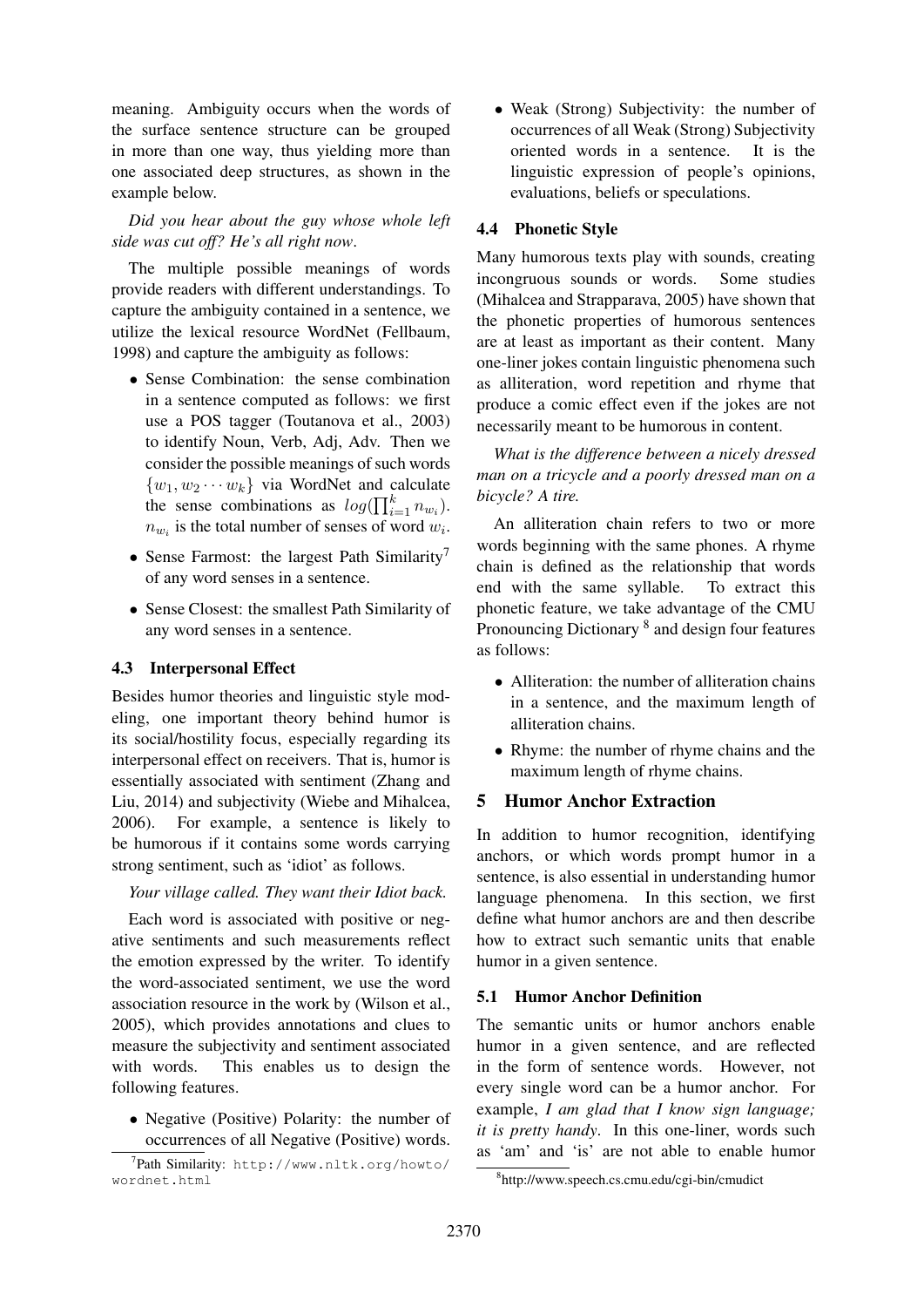meaning. Ambiguity occurs when the words of the surface sentence structure can be grouped in more than one way, thus yielding more than one associated deep structures, as shown in the example below.

*Did you hear about the guy whose whole left side was cut off? He's all right now*.

The multiple possible meanings of words provide readers with different understandings. To capture the ambiguity contained in a sentence, we utilize the lexical resource WordNet (Fellbaum, 1998) and capture the ambiguity as follows:

- Sense Combination: the sense combination in a sentence computed as follows: we first use a POS tagger (Toutanova et al., 2003) to identify Noun, Verb, Adj, Adv. Then we consider the possible meanings of such words $\{w_1, w_2 \cdots w_k\}$ via WordNet and calculate the sense combinations as $log(\prod_{i=1}^{k} n_{w_i})$. $n_{w_i}$ is the total number of senses of word $w_i$.
- Sense Farmost: the largest Path Similarity[7] of any word senses in a sentence.
- Sense Closest: the smallest Path Similarity of any word senses in a sentence.

### 4.3 Interpersonal Effect

Besides humor theories and linguistic style modeling, one important theory behind humor is its social/hostility focus, especially regarding its interpersonal effect on receivers. That is, humor is essentially associated with sentiment (Zhang and Liu, 2014) and subjectivity (Wiebe and Mihalcea, 2006). For example, a sentence is likely to be humorous if it contains some words carrying strong sentiment, such as 'idiot' as follows.

*Your village called. They want their Idiot back.*

Each word is associated with positive or negative sentiments and such measurements reflect the emotion expressed by the writer. To identify the word-associated sentiment, we use the word association resource in the work by (Wilson et al., 2005), which provides annotations and clues to measure the subjectivity and sentiment associated with words. This enables us to design the following features.

- Negative (Positive) Polarity: the number of occurrences of all Negative (Positive) words.
- Weak (Strong) Subjectivity: the number of occurrences of all Weak (Strong) Subjectivity oriented words in a sentence. It is the linguistic expression of people's opinions, evaluations, beliefs or speculations.

### 4.4 Phonetic Style

Many humorous texts play with sounds, creating incongruous sounds or words. Some studies (Mihalcea and Strapparava, 2005) have shown that the phonetic properties of humorous sentences are at least as important as their content. Many one-liner jokes contain linguistic phenomena such as alliteration, word repetition and rhyme that produce a comic effect even if the jokes are not necessarily meant to be humorous in content.

*What is the difference between a nicely dressed man on a tricycle and a poorly dressed man on a bicycle? A tire.*

An alliteration chain refers to two or more words beginning with the same phones. A rhyme chain is defined as the relationship that words end with the same syllable. To extract this phonetic feature, we take advantage of the CMU Pronouncing Dictionary [8] and design four features as follows:

- Alliteration: the number of alliteration chains in a sentence, and the maximum length of alliteration chains.
- Rhyme: the number of rhyme chains and the maximum length of rhyme chains.

## 5 Humor Anchor Extraction

In addition to humor recognition, identifying anchors, or which words prompt humor in a sentence, is also essential in understanding humor language phenomena. In this section, we first define what humor anchors are and then describe how to extract such semantic units that enable humor in a given sentence.

### 5.1 Humor Anchor Definition

The semantic units or humor anchors enable humor in a given sentence, and are reflected in the form of sentence words. However, not every single word can be a humor anchor. For example, *I am glad that I know sign language; it is pretty handy*. In this one-liner, words such as 'am' and 'is' are not able to enable humor

[7] Path Similarity: http://www.nltk.org/howto/wordnet.html

[8] http://www.speech.cs.cmu.edu/cgi-bin/cmudict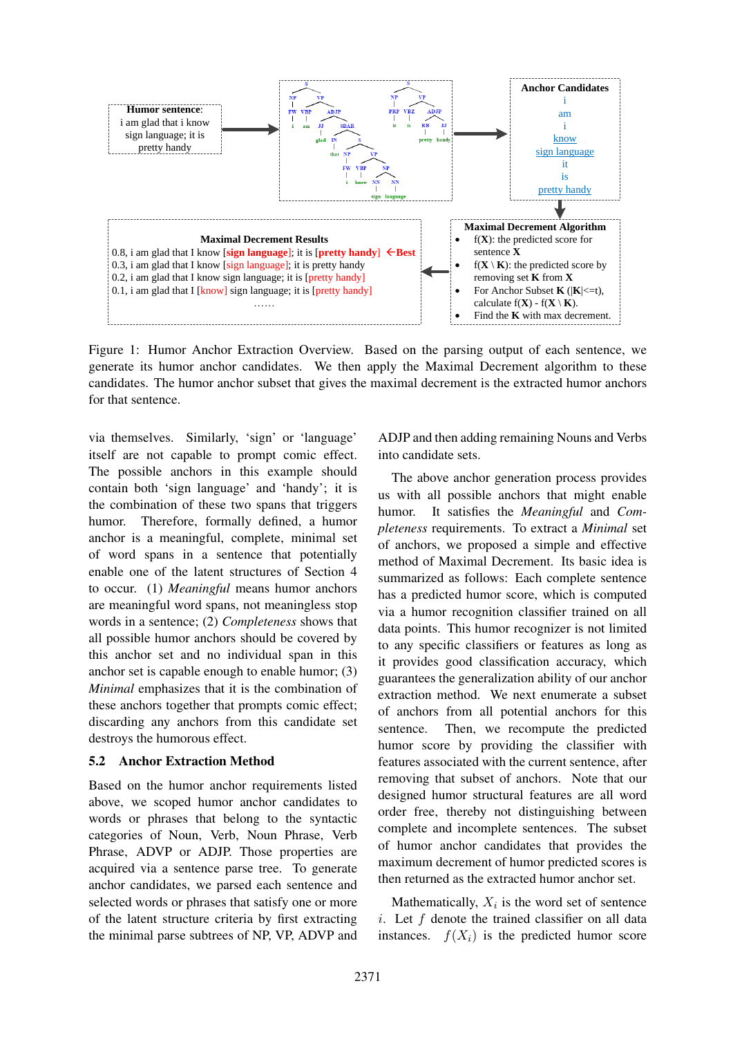Figure 1: Humor Anchor Extraction Overview. Based on the parsing output of each sentence, we generate its humor anchor candidates. We then apply the Maximal Decrement algorithm to these candidates. The humor anchor subset that gives the maximal decrement is the extracted humor anchors for that sentence.

via themselves. Similarly, 'sign' or 'language' itself are not capable to prompt comic effect. The possible anchors in this example should contain both 'sign language' and 'handy'; it is the combination of these two spans that triggers humor. Therefore, formally defined, a humor anchor is a meaningful, complete, minimal set of word spans in a sentence that potentially enable one of the latent structures of Section 4 to occur. (1) *Meaningful* means humor anchors are meaningful word spans, not meaningless stop words in a sentence; (2) *Completeness* shows that all possible humor anchors should be covered by this anchor set and no individual span in this anchor set is capable enough to enable humor; (3) *Minimal* emphasizes that it is the combination of these anchors together that prompts comic effect; discarding any anchors from this candidate set destroys the humorous effect.

## 5.2 Anchor Extraction Method

Based on the humor anchor requirements listed above, we scoped humor anchor candidates to words or phrases that belong to the syntactic categories of Noun, Verb, Noun Phrase, Verb Phrase, ADVP or ADJP. Those properties are acquired via a sentence parse tree. To generate anchor candidates, we parsed each sentence and selected words or phrases that satisfy one or more of the latent structure criteria by first extracting the minimal parse subtrees of NP, VP, ADVP and ADJP and then adding remaining Nouns and Verbs into candidate sets.

The above anchor generation process provides us with all possible anchors that might enable humor. It satisfies the *Meaningful* and *Completeness* requirements. To extract a *Minimal* set of anchors, we proposed a simple and effective method of Maximal Decrement. Its basic idea is summarized as follows: Each complete sentence has a predicted humor score, which is computed via a humor recognition classifier trained on all data points. This humor recognizer is not limited to any specific classifiers or features as long as it provides good classification accuracy, which guarantees the generalization ability of our anchor extraction method. We next enumerate a subset of anchors from all potential anchors for this sentence. Then, we recompute the predicted humor score by providing the classifier with features associated with the current sentence, after removing that subset of anchors. Note that our designed humor structural features are all word order free, thereby not distinguishing between complete and incomplete sentences. The subset of humor anchor candidates that provides the maximum decrement of humor predicted scores is then returned as the extracted humor anchor set.

Mathematically, $X_i$ is the word set of sentence $i$. Let $f$ denote the trained classifier on all data instances. $f(X_i)$ is the predicted humor score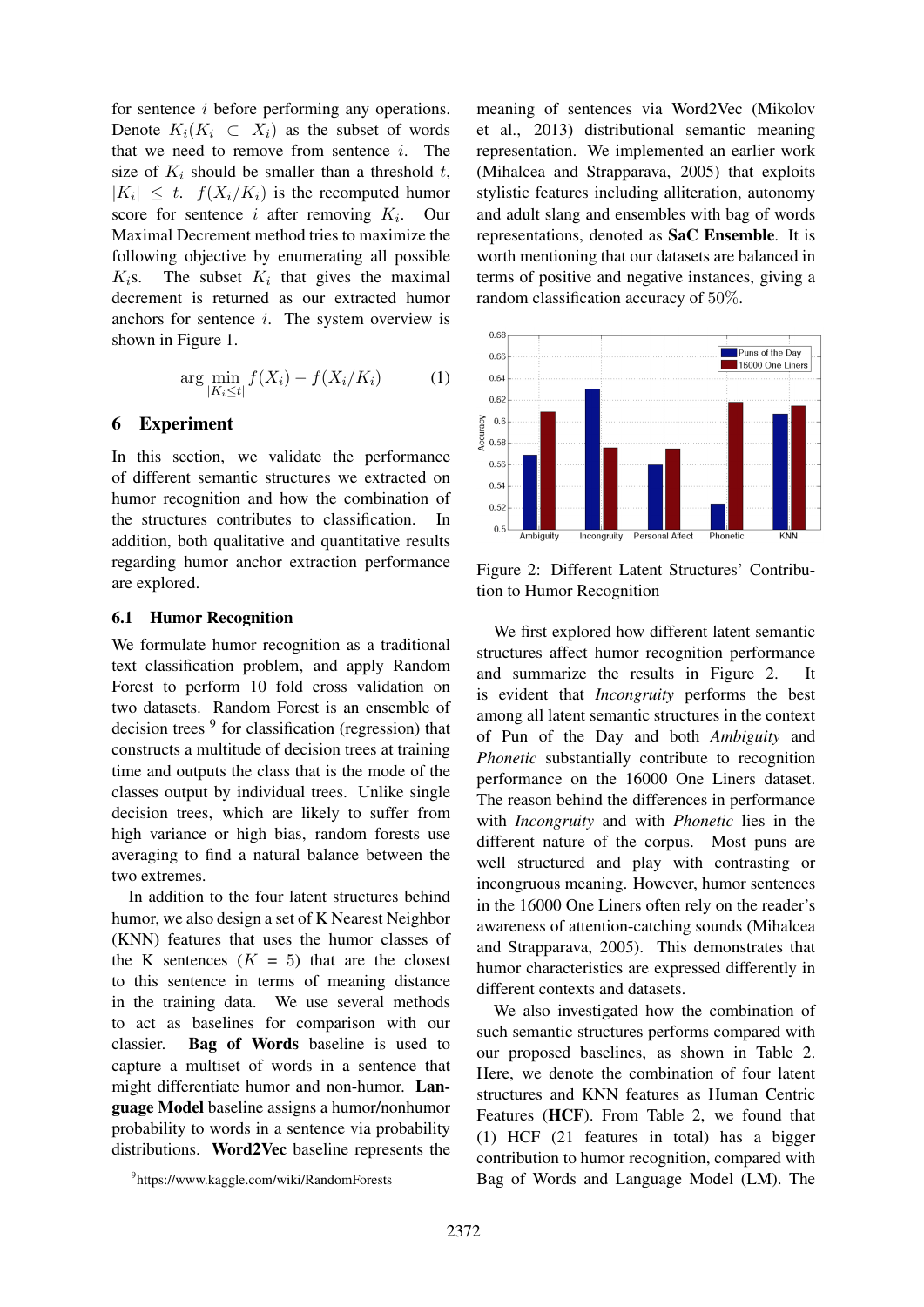for sentence $i$ before performing any operations. Denote $K_i(K_i \subset X_i)$ as the subset of words that we need to remove from sentence $i$. The size of $K_i$ should be smaller than a threshold $t$, $|K_i| \leq t$. $f(X_i/K_i)$ is the recomputed humor score for sentence $i$ after removing $K_i$. Our Maximal Decrement method tries to maximize the following objective by enumerating all possible $K_i$s. The subset $K_i$ that gives the maximal decrement is returned as our extracted humor anchors for sentence $i$. The system overview is shown in Figure 1.

$$\arg \min_{|K_i \leq t|} f(X_i) - f(X_i/K_i) \qquad (1)$$

## 6 Experiment

In this section, we validate the performance of different semantic structures we extracted on humor recognition and how the combination of the structures contributes to classification. In addition, both qualitative and quantitative results regarding humor anchor extraction performance are explored.

### 6.1 Humor Recognition

We formulate humor recognition as a traditional text classification problem, and apply Random Forest to perform 10 fold cross validation on two datasets. Random Forest is an ensemble of decision trees [9] for classification (regression) that constructs a multitude of decision trees at training time and outputs the class that is the mode of the classes output by individual trees. Unlike single decision trees, which are likely to suffer from high variance or high bias, random forests use averaging to find a natural balance between the two extremes.

In addition to the four latent structures behind humor, we also design a set of K Nearest Neighbor (KNN) features that uses the humor classes of the K sentences ($K = 5$) that are the closest to this sentence in terms of meaning distance in the training data. We use several methods to act as baselines for comparison with our classier. **Bag of Words** baseline is used to capture a multiset of words in a sentence that might differentiate humor and non-humor. **Language Model** baseline assigns a humor/nonhumor probability to words in a sentence via probability distributions. **Word2Vec** baseline represents the meaning of sentences via Word2Vec (Mikolov et al., 2013) distributional semantic meaning representation. We implemented an earlier work (Mihalcea and Strapparava, 2005) that exploits stylistic features including alliteration, autonomy and adult slang and ensembles with bag of words representations, denoted as **SaC Ensemble**. It is worth mentioning that our datasets are balanced in terms of positive and negative instances, giving a random classification accuracy of 50%.

Figure 2: Different Latent Structures' Contribution to Humor Recognition

We first explored how different latent semantic structures affect humor recognition performance and summarize the results in Figure 2. It is evident that *Incongruity* performs the best among all latent semantic structures in the context of Pun of the Day and both *Ambiguity* and *Phonetic* substantially contribute to recognition performance on the 16000 One Liners dataset. The reason behind the differences in performance with *Incongruity* and with *Phonetic* lies in the different nature of the corpus. Most puns are well structured and play with contrasting or incongruous meaning. However, humor sentences in the 16000 One Liners often rely on the reader's awareness of attention-catching sounds (Mihalcea and Strapparava, 2005). This demonstrates that humor characteristics are expressed differently in different contexts and datasets.

We also investigated how the combination of such semantic structures performs compared with our proposed baselines, as shown in Table 2. Here, we denote the combination of four latent structures and KNN features as Human Centric Features (**HCF**). From Table 2, we found that (1) HCF (21 features in total) has a bigger contribution to humor recognition, compared with Bag of Words and Language Model (LM). The

[9] https://www.kaggle.com/wiki/RandomForests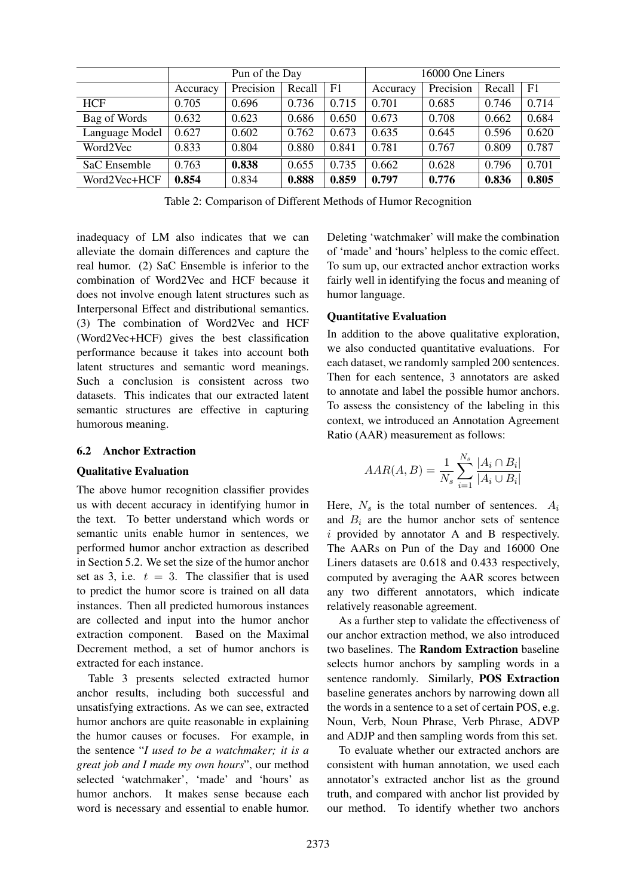| | Pun of the Day | | | | 16000 One Liners | | | |
|---|---|---|---|---|---|---|---|---|
| | Accuracy | Precision | Recall | F1 | Accuracy | Precision | Recall | F1 |
| HCF | 0.705 | 0.696 | 0.736 | 0.715 | 0.701 | 0.685 | 0.746 | 0.714 |
| Bag of Words | 0.632 | 0.623 | 0.686 | 0.650 | 0.673 | 0.708 | 0.662 | 0.684 |
| Language Model | 0.627 | 0.602 | 0.762 | 0.673 | 0.635 | 0.645 | 0.596 | 0.620 |
| Word2Vec | 0.833 | 0.804 | 0.880 | 0.841 | 0.781 | 0.767 | 0.809 | 0.787 |
| SaC Ensemble | 0.763 | **0.838** | 0.655 | 0.735 | 0.662 | 0.628 | 0.796 | 0.701 |
| Word2Vec+HCF | **0.854** | 0.834 | **0.888** | **0.859** | **0.797** | **0.776** | **0.836** | **0.805** |

Table 2: Comparison of Different Methods of Humor Recognition

inadequacy of LM also indicates that we can alleviate the domain differences and capture the real humor. (2) SaC Ensemble is inferior to the combination of Word2Vec and HCF because it does not involve enough latent structures such as Interpersonal Effect and distributional semantics. (3) The combination of Word2Vec and HCF (Word2Vec+HCF) gives the best classification performance because it takes into account both latent structures and semantic word meanings. Such a conclusion is consistent across two datasets. This indicates that our extracted latent semantic structures are effective in capturing humorous meaning.

### 6.2 Anchor Extraction

**Qualitative Evaluation**

The above humor recognition classifier provides us with decent accuracy in identifying humor in the text. To better understand which words or semantic units enable humor in sentences, we performed humor anchor extraction as described in Section 5.2. We set the size of the humor anchor set as 3, i.e. $t = 3$. The classifier that is used to predict the humor score is trained on all data instances. Then all predicted humorous instances are collected and input into the humor anchor extraction component. Based on the Maximal Decrement method, a set of humor anchors is extracted for each instance.

Table 3 presents selected extracted humor anchor results, including both successful and unsatisfying extractions. As we can see, extracted humor anchors are quite reasonable in explaining the humor causes or focuses. For example, in the sentence "*I used to be a watchmaker; it is a great job and I made my own hours*", our method selected 'watchmaker', 'made' and 'hours' as humor anchors. It makes sense because each word is necessary and essential to enable humor. Deleting 'watchmaker' will make the combination of 'made' and 'hours' helpless to the comic effect. To sum up, our extracted anchor extraction works fairly well in identifying the focus and meaning of humor language.

**Quantitative Evaluation**

In addition to the above qualitative exploration, we also conducted quantitative evaluations. For each dataset, we randomly sampled 200 sentences. Then for each sentence, 3 annotators are asked to annotate and label the possible humor anchors. To assess the consistency of the labeling in this context, we introduced an Annotation Agreement Ratio (AAR) measurement as follows:

$$AAR(A, B) = \frac{1}{N_s} \sum_{i=1}^{N_s} \frac{|A_i \cap B_i|}{|A_i \cup B_i|}$$

Here, $N_s$ is the total number of sentences. $A_i$ and $B_i$ are the humor anchor sets of sentence $i$ provided by annotator A and B respectively. The AARs on Pun of the Day and 16000 One Liners datasets are 0.618 and 0.433 respectively, computed by averaging the AAR scores between any two different annotators, which indicate relatively reasonable agreement.

As a further step to validate the effectiveness of our anchor extraction method, we also introduced two baselines. The **Random Extraction** baseline selects humor anchors by sampling words in a sentence randomly. Similarly, **POS Extraction** baseline generates anchors by narrowing down all the words in a sentence to a set of certain POS, e.g. Noun, Verb, Noun Phrase, Verb Phrase, ADVP and ADJP and then sampling words from this set.

To evaluate whether our extracted anchors are consistent with human annotation, we used each annotator's extracted anchor list as the ground truth, and compared with anchor list provided by our method. To identify whether two anchors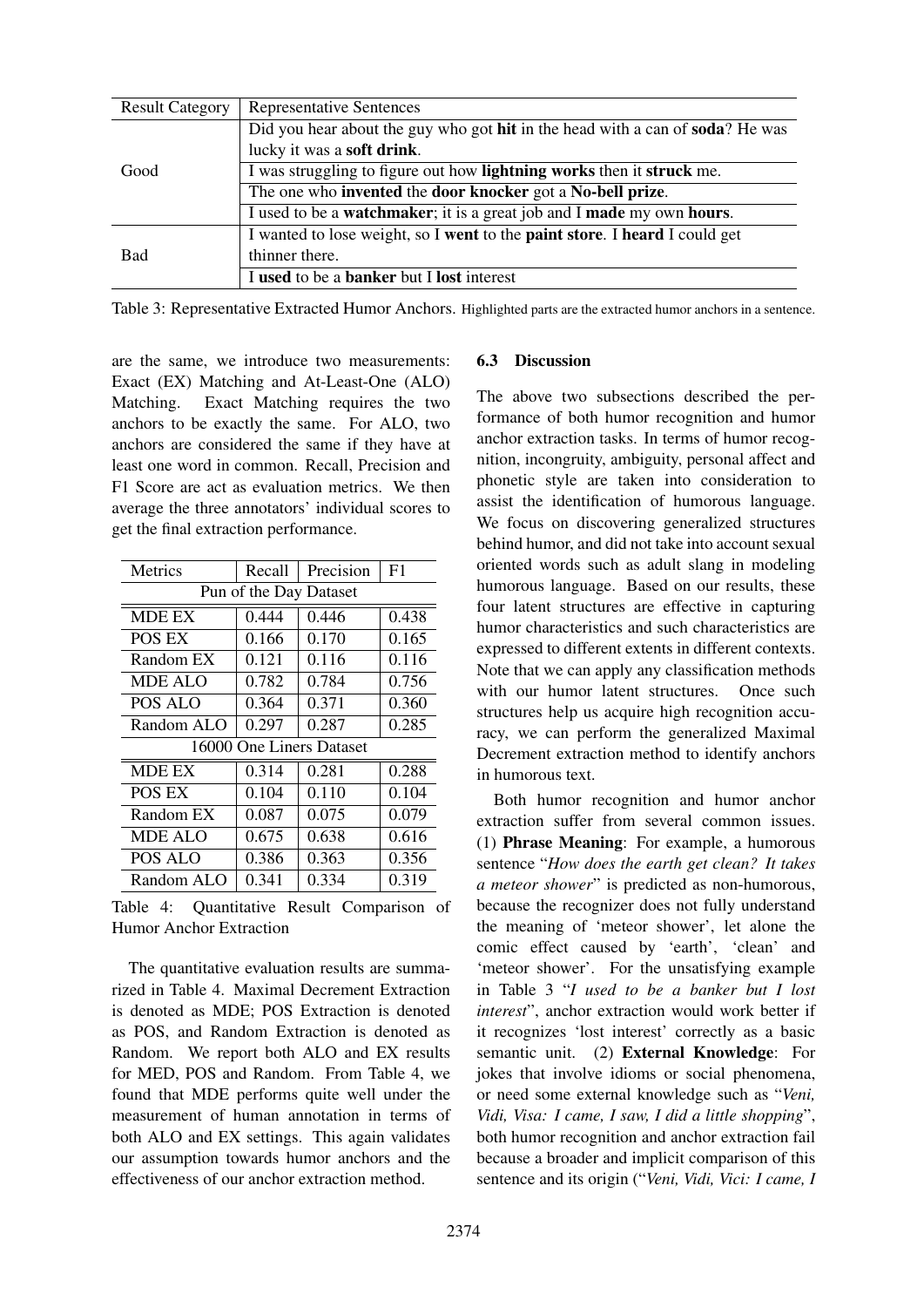| Result Category | Representative Sentences |
|---|---|
| Good | Did you hear about the guy who got **hit** in the head with a can of **soda**? He was lucky it was a **soft drink**. |
| | I was struggling to figure out how **lightning works** then it **struck** me. |
| | The one who **invented** the **door knocker** got a **No-bell prize**. |
| | I used to be a **watchmaker**; it is a great job and I **made** my own **hours**. |
| Bad | I wanted to lose weight, so I **went** to the **paint store**. I **heard** I could get thinner there. |
| | I **used** to be a **banker** but I **lost** interest |

Table 3: Representative Extracted Humor Anchors. Highlighted parts are the extracted humor anchors in a sentence.

are the same, we introduce two measurements: Exact (EX) Matching and At-Least-One (ALO) Matching. Exact Matching requires the two anchors to be exactly the same. For ALO, two anchors are considered the same if they have at least one word in common. Recall, Precision and F1 Score are act as evaluation metrics. We then average the three annotators' individual scores to get the final extraction performance.

| Metrics | Recall | Precision | F1 |
|---|---|---|---|
| Pun of the Day Dataset | | | |
| MDE EX | 0.444 | 0.446 | 0.438 |
| POS EX | 0.166 | 0.170 | 0.165 |
| Random EX | 0.121 | 0.116 | 0.116 |
| MDE ALO | 0.782 | 0.784 | 0.756 |
| POS ALO | 0.364 | 0.371 | 0.360 |
| Random ALO | 0.297 | 0.287 | 0.285 |
| 16000 One Liners Dataset | | | |
| MDE EX | 0.314 | 0.281 | 0.288 |
| POS EX | 0.104 | 0.110 | 0.104 |
| Random EX | 0.087 | 0.075 | 0.079 |
| MDE ALO | 0.675 | 0.638 | 0.616 |
| POS ALO | 0.386 | 0.363 | 0.356 |
| Random ALO | 0.341 | 0.334 | 0.319 |

Table 4: Quantitative Result Comparison of Humor Anchor Extraction

The quantitative evaluation results are summarized in Table 4. Maximal Decrement Extraction is denoted as MDE; POS Extraction is denoted as POS, and Random Extraction is denoted as Random. We report both ALO and EX results for MED, POS and Random. From Table 4, we found that MDE performs quite well under the measurement of human annotation in terms of both ALO and EX settings. This again validates our assumption towards humor anchors and the effectiveness of our anchor extraction method.

### 6.3 Discussion

The above two subsections described the performance of both humor recognition and humor anchor extraction tasks. In terms of humor recognition, incongruity, ambiguity, personal affect and phonetic style are taken into consideration to assist the identification of humorous language. We focus on discovering generalized structures behind humor, and did not take into account sexual oriented words such as adult slang in modeling humorous language. Based on our results, these four latent structures are effective in capturing humor characteristics and such characteristics are expressed to different extents in different contexts. Note that we can apply any classification methods with our humor latent structures. Once such structures help us acquire high recognition accuracy, we can perform the generalized Maximal Decrement extraction method to identify anchors in humorous text.

Both humor recognition and humor anchor extraction suffer from several common issues. (1) **Phrase Meaning**: For example, a humorous sentence "*How does the earth get clean? It takes a meteor shower*" is predicted as non-humorous, because the recognizer does not fully understand the meaning of 'meteor shower', let alone the comic effect caused by 'earth', 'clean' and 'meteor shower'. For the unsatisfying example in Table 3 "*I used to be a banker but I lost interest*", anchor extraction would work better if it recognizes 'lost interest' correctly as a basic semantic unit. (2) **External Knowledge**: For jokes that involve idioms or social phenomena, or need some external knowledge such as "*Veni, Vidi, Visa: I came, I saw, I did a little shopping*", both humor recognition and anchor extraction fail because a broader and implicit comparison of this sentence and its origin ("*Veni, Vidi, Vici: I came, I*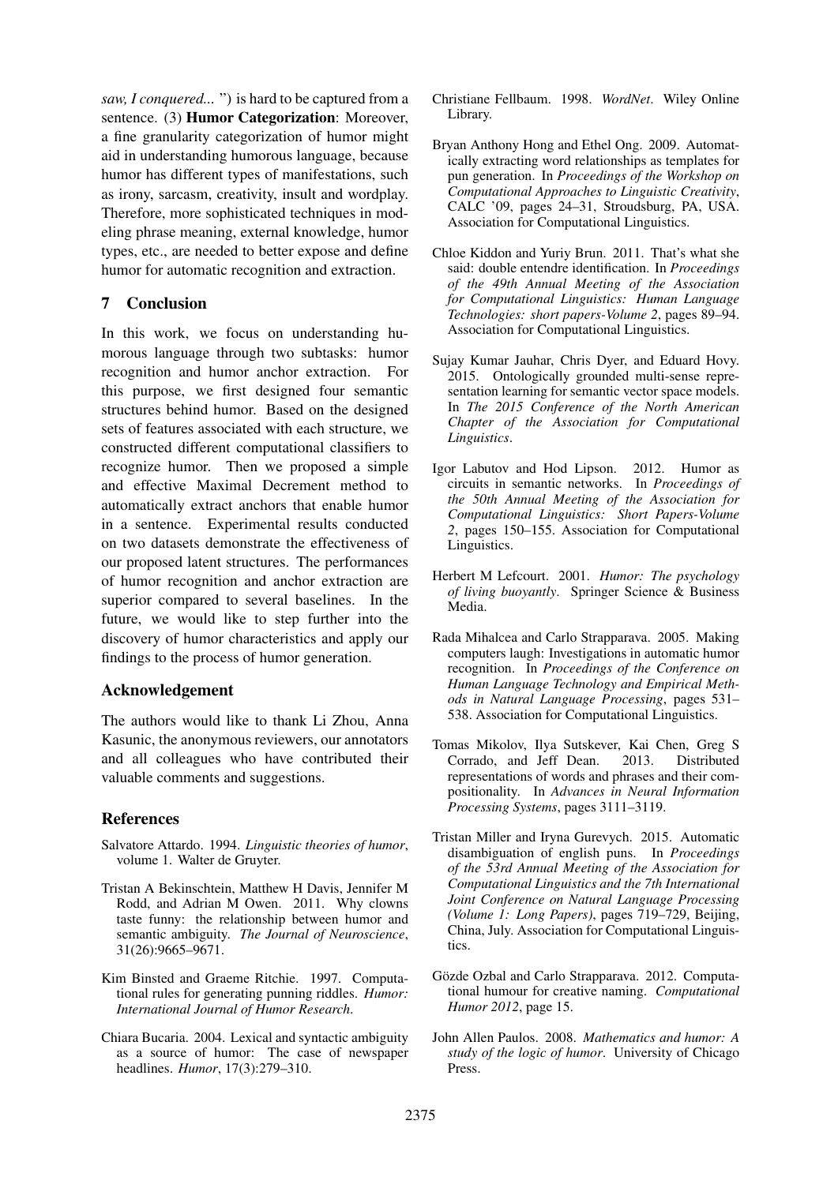*saw, I conquered...* ") is hard to be captured from a sentence. (3) **Humor Categorization**: Moreover, a fine granularity categorization of humor might aid in understanding humorous language, because humor has different types of manifestations, such as irony, sarcasm, creativity, insult and wordplay. Therefore, more sophisticated techniques in modeling phrase meaning, external knowledge, humor types, etc., are needed to better expose and define humor for automatic recognition and extraction.

## 7 Conclusion

In this work, we focus on understanding humorous language through two subtasks: humor recognition and humor anchor extraction. For this purpose, we first designed four semantic structures behind humor. Based on the designed sets of features associated with each structure, we constructed different computational classifiers to recognize humor. Then we proposed a simple and effective Maximal Decrement method to automatically extract anchors that enable humor in a sentence. Experimental results conducted on two datasets demonstrate the effectiveness of our proposed latent structures. The performances of humor recognition and anchor extraction are superior compared to several baselines. In the future, we would like to step further into the discovery of humor characteristics and apply our findings to the process of humor generation.

## Acknowledgement

The authors would like to thank Li Zhou, Anna Kasunic, the anonymous reviewers, our annotators and all colleagues who have contributed their valuable comments and suggestions.

## References

Salvatore Attardo. 1994. *Linguistic theories of humor*, volume 1. Walter de Gruyter.

Tristan A Bekinschtein, Matthew H Davis, Jennifer M Rodd, and Adrian M Owen. 2011. Why clowns taste funny: the relationship between humor and semantic ambiguity. *The Journal of Neuroscience*, 31(26):9665–9671.

Kim Binsted and Graeme Ritchie. 1997. Computational rules for generating punning riddles. *Humor: International Journal of Humor Research*.

Chiara Bucaria. 2004. Lexical and syntactic ambiguity as a source of humor: The case of newspaper headlines. *Humor*, 17(3):279–310.

Christiane Fellbaum. 1998. *WordNet*. Wiley Online Library.

Bryan Anthony Hong and Ethel Ong. 2009. Automatically extracting word relationships as templates for pun generation. In *Proceedings of the Workshop on Computational Approaches to Linguistic Creativity*, CALC '09, pages 24–31, Stroudsburg, PA, USA. Association for Computational Linguistics.

Chloe Kiddon and Yuriy Brun. 2011. That's what she said: double entendre identification. In *Proceedings of the 49th Annual Meeting of the Association for Computational Linguistics: Human Language Technologies: short papers-Volume 2*, pages 89–94. Association for Computational Linguistics.

Sujay Kumar Jauhar, Chris Dyer, and Eduard Hovy. 2015. Ontologically grounded multi-sense representation learning for semantic vector space models. In *The 2015 Conference of the North American Chapter of the Association for Computational Linguistics*.

Igor Labutov and Hod Lipson. 2012. Humor as circuits in semantic networks. In *Proceedings of the 50th Annual Meeting of the Association for Computational Linguistics: Short Papers-Volume 2*, pages 150–155. Association for Computational Linguistics.

Herbert M Lefcourt. 2001. *Humor: The psychology of living buoyantly*. Springer Science & Business Media.

Rada Mihalcea and Carlo Strapparava. 2005. Making computers laugh: Investigations in automatic humor recognition. In *Proceedings of the Conference on Human Language Technology and Empirical Methods in Natural Language Processing*, pages 531–538. Association for Computational Linguistics.

Tomas Mikolov, Ilya Sutskever, Kai Chen, Greg S Corrado, and Jeff Dean. 2013. Distributed representations of words and phrases and their compositionality. In *Advances in Neural Information Processing Systems*, pages 3111–3119.

Tristan Miller and Iryna Gurevych. 2015. Automatic disambiguation of english puns. In *Proceedings of the 53rd Annual Meeting of the Association for Computational Linguistics and the 7th International Joint Conference on Natural Language Processing (Volume 1: Long Papers)*, pages 719–729, Beijing, China, July. Association for Computational Linguistics.

Gözde Ozbal and Carlo Strapparava. 2012. Computational humour for creative naming. *Computational Humor 2012*, page 15.

John Allen Paulos. 2008. *Mathematics and humor: A study of the logic of humor*. University of Chicago Press.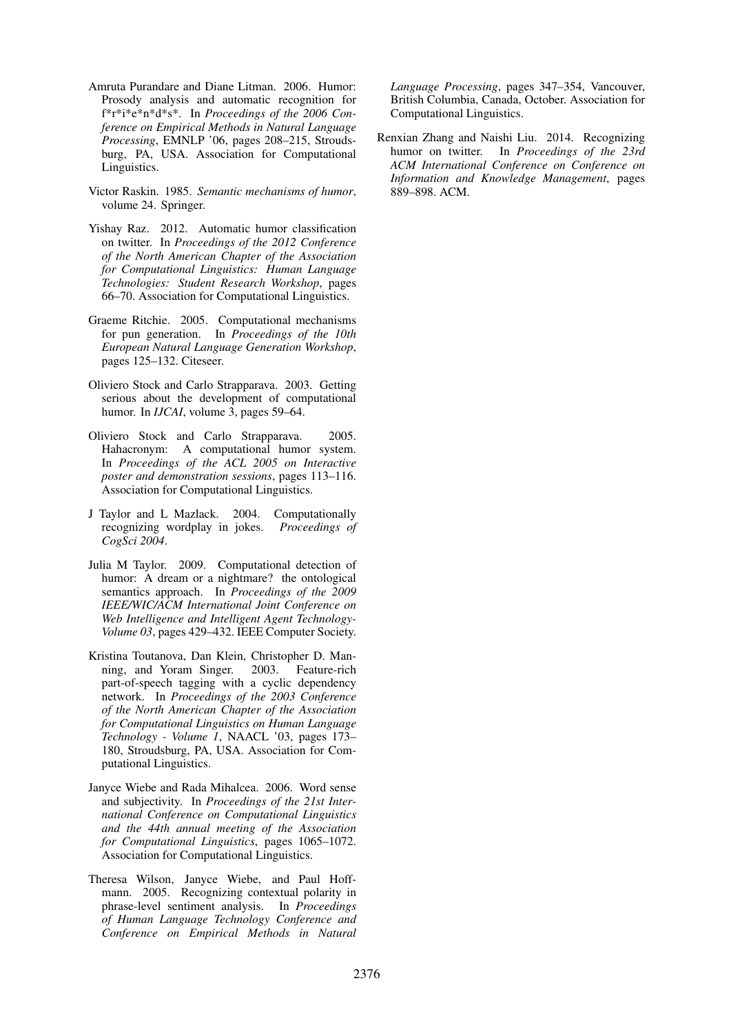Amruta Purandare and Diane Litman. 2006. Humor: Prosody analysis and automatic recognition for f*r*i*e*n*d*s*. In *Proceedings of the 2006 Conference on Empirical Methods in Natural Language Processing*, EMNLP '06, pages 208–215, Stroudsburg, PA, USA. Association for Computational Linguistics.

Victor Raskin. 1985. *Semantic mechanisms of humor*, volume 24. Springer.

Yishay Raz. 2012. Automatic humor classification on twitter. In *Proceedings of the 2012 Conference of the North American Chapter of the Association for Computational Linguistics: Human Language Technologies: Student Research Workshop*, pages 66–70. Association for Computational Linguistics.

Graeme Ritchie. 2005. Computational mechanisms for pun generation. In *Proceedings of the 10th European Natural Language Generation Workshop*, pages 125–132. Citeseer.

Oliviero Stock and Carlo Strapparava. 2003. Getting serious about the development of computational humor. In *IJCAI*, volume 3, pages 59–64.

Oliviero Stock and Carlo Strapparava. 2005. Hahacronym: A computational humor system. In *Proceedings of the ACL 2005 on Interactive poster and demonstration sessions*, pages 113–116. Association for Computational Linguistics.

J Taylor and L Mazlack. 2004. Computationally recognizing wordplay in jokes. *Proceedings of CogSci 2004*.

Julia M Taylor. 2009. Computational detection of humor: A dream or a nightmare? the ontological semantics approach. In *Proceedings of the 2009 IEEE/WIC/ACM International Joint Conference on Web Intelligence and Intelligent Agent Technology-Volume 03*, pages 429–432. IEEE Computer Society.

Kristina Toutanova, Dan Klein, Christopher D. Manning, and Yoram Singer. 2003. Feature-rich part-of-speech tagging with a cyclic dependency network. In *Proceedings of the 2003 Conference of the North American Chapter of the Association for Computational Linguistics on Human Language Technology - Volume 1*, NAACL '03, pages 173–180, Stroudsburg, PA, USA. Association for Computational Linguistics.

Janyce Wiebe and Rada Mihalcea. 2006. Word sense and subjectivity. In *Proceedings of the 21st International Conference on Computational Linguistics and the 44th annual meeting of the Association for Computational Linguistics*, pages 1065–1072. Association for Computational Linguistics.

Theresa Wilson, Janyce Wiebe, and Paul Hoffmann. 2005. Recognizing contextual polarity in phrase-level sentiment analysis. In *Proceedings of Human Language Technology Conference and Conference on Empirical Methods in Natural Language Processing*, pages 347–354, Vancouver, British Columbia, Canada, October. Association for Computational Linguistics.

Renxian Zhang and Naishi Liu. 2014. Recognizing humor on twitter. In *Proceedings of the 23rd ACM International Conference on Conference on Information and Knowledge Management*, pages 889–898. ACM.